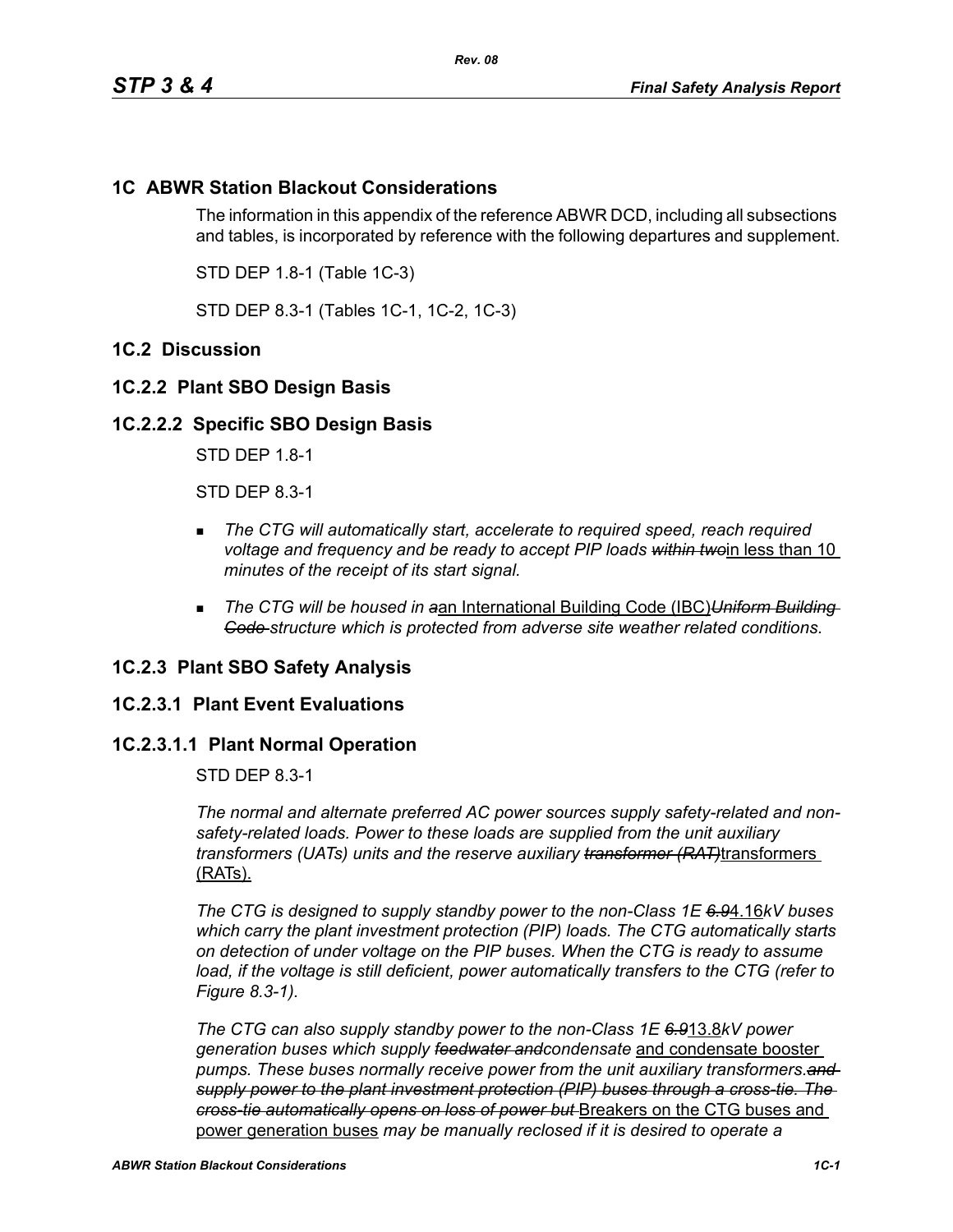## 1C ABWR Station Blackout Considerations

The information in this appendix of the reference ABWR DCD, including all subsections and tables, is incorporated by reference with the following departures and supplement.

STD DEP 1.8-1 (Table 1C-3)

STD DEP 8.3-1 (Tables 1C-1, 1C-2, 1C-3)

## 1C.2 Discussion

### 1C.2.2 Plant SBO Design Basis

#### 1C.2.2.2 Specific SBO Design Basis

STD DEP 1.8-1

STD DEP 8.3-1

- *The CTG will automatically start, accelerate to required speed, reach required voltage and frequency and be ready to accept PIP loads ~~within two~~*in less than 10 *minutes of the receipt of its start signal.*
- *The CTG will be housed in ~~a~~*an International Building Code (IBC)*~~Uniform Building Code~~ structure which is protected from adverse site weather related conditions.*

### 1C.2.3 Plant SBO Safety Analysis

#### 1C.2.3.1 Plant Event Evaluations

#### 1C.2.3.1.1 Plant Normal Operation

STD DEP 8.3-1

*The normal and alternate preferred AC power sources supply safety-related and non-safety-related loads. Power to these loads are supplied from the unit auxiliary transformers (UATs) units and the reserve auxiliary ~~transformer (RAT)~~*transformers (RATs).

*The CTG is designed to supply standby power to the non-Class 1E ~~6.9~~*4.16*kV buses which carry the plant investment protection (PIP) loads. The CTG automatically starts on detection of under voltage on the PIP buses. When the CTG is ready to assume load, if the voltage is still deficient, power automatically transfers to the CTG (refer to Figure 8.3-1).*

*The CTG can also supply standby power to the non-Class 1E ~~6.9~~*13.8*kV power generation buses which supply ~~feedwater and~~condensate* and condensate booster *pumps. These buses normally receive power from the unit auxiliary transformers.~~and supply power to the plant investment protection (PIP) buses through a cross-tie. The cross-tie automatically opens on loss of power but~~* Breakers on the CTG buses and power generation buses *may be manually reclosed if it is desired to operate a*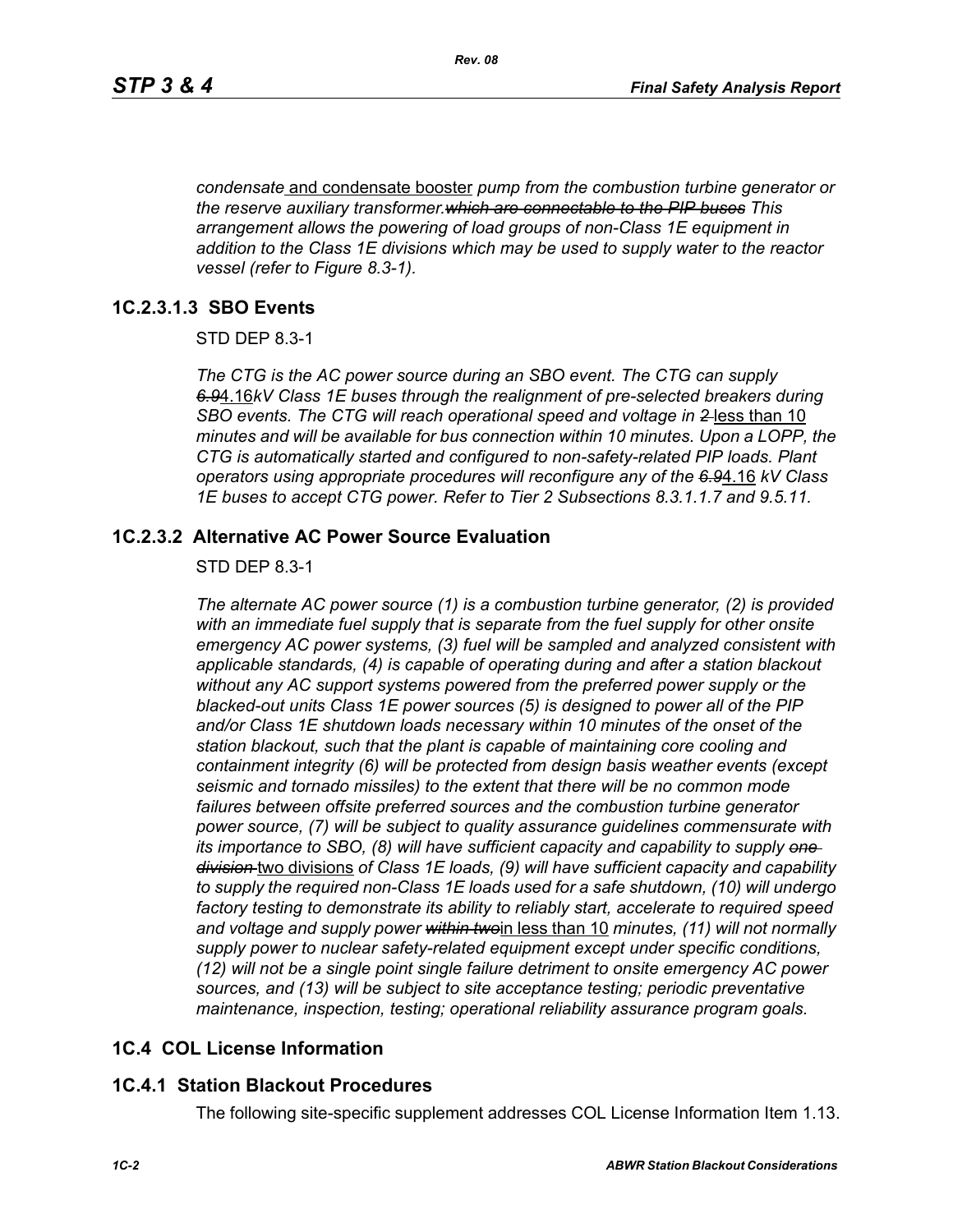*condensate* and condensate booster *pump from the combustion turbine generator or the reserve auxiliary transformer.~~which are connectable to the PIP buses~~ This arrangement allows the powering of load groups of non-Class 1E equipment in addition to the Class 1E divisions which may be used to supply water to the reactor vessel (refer to Figure 8.3-1).*

### 1C.2.3.1.3 SBO Events

STD DEP 8.3-1

*The CTG is the AC power source during an SBO event. The CTG can supply ~~6.9~~*4.16*kV Class 1E buses through the realignment of pre-selected breakers during SBO events. The CTG will reach operational speed and voltage in ~~2~~* less than 10 *minutes and will be available for bus connection within 10 minutes. Upon a LOPP, the CTG is automatically started and configured to non-safety-related PIP loads. Plant operators using appropriate procedures will reconfigure any of the ~~6.9~~*4.16 *kV Class 1E buses to accept CTG power. Refer to Tier 2 Subsections 8.3.1.1.7 and 9.5.11.*

## 1C.2.3.2 Alternative AC Power Source Evaluation

STD DEP 8.3-1

*The alternate AC power source (1) is a combustion turbine generator, (2) is provided with an immediate fuel supply that is separate from the fuel supply for other onsite emergency AC power systems, (3) fuel will be sampled and analyzed consistent with applicable standards, (4) is capable of operating during and after a station blackout without any AC support systems powered from the preferred power supply or the blacked-out units Class 1E power sources (5) is designed to power all of the PIP and/or Class 1E shutdown loads necessary within 10 minutes of the onset of the station blackout, such that the plant is capable of maintaining core cooling and containment integrity (6) will be protected from design basis weather events (except seismic and tornado missiles) to the extent that there will be no common mode failures between offsite preferred sources and the combustion turbine generator power source, (7) will be subject to quality assurance guidelines commensurate with its importance to SBO, (8) will have sufficient capacity and capability to supply ~~one division~~* two divisions *of Class 1E loads, (9) will have sufficient capacity and capability to supply the required non-Class 1E loads used for a safe shutdown, (10) will undergo factory testing to demonstrate its ability to reliably start, accelerate to required speed and voltage and supply power ~~within two~~*in less than 10 *minutes, (11) will not normally supply power to nuclear safety-related equipment except under specific conditions, (12) will not be a single point single failure detriment to onsite emergency AC power sources, and (13) will be subject to site acceptance testing; periodic preventative maintenance, inspection, testing; operational reliability assurance program goals.*

## 1C.4 COL License Information

## 1C.4.1 Station Blackout Procedures

The following site-specific supplement addresses COL License Information Item 1.13.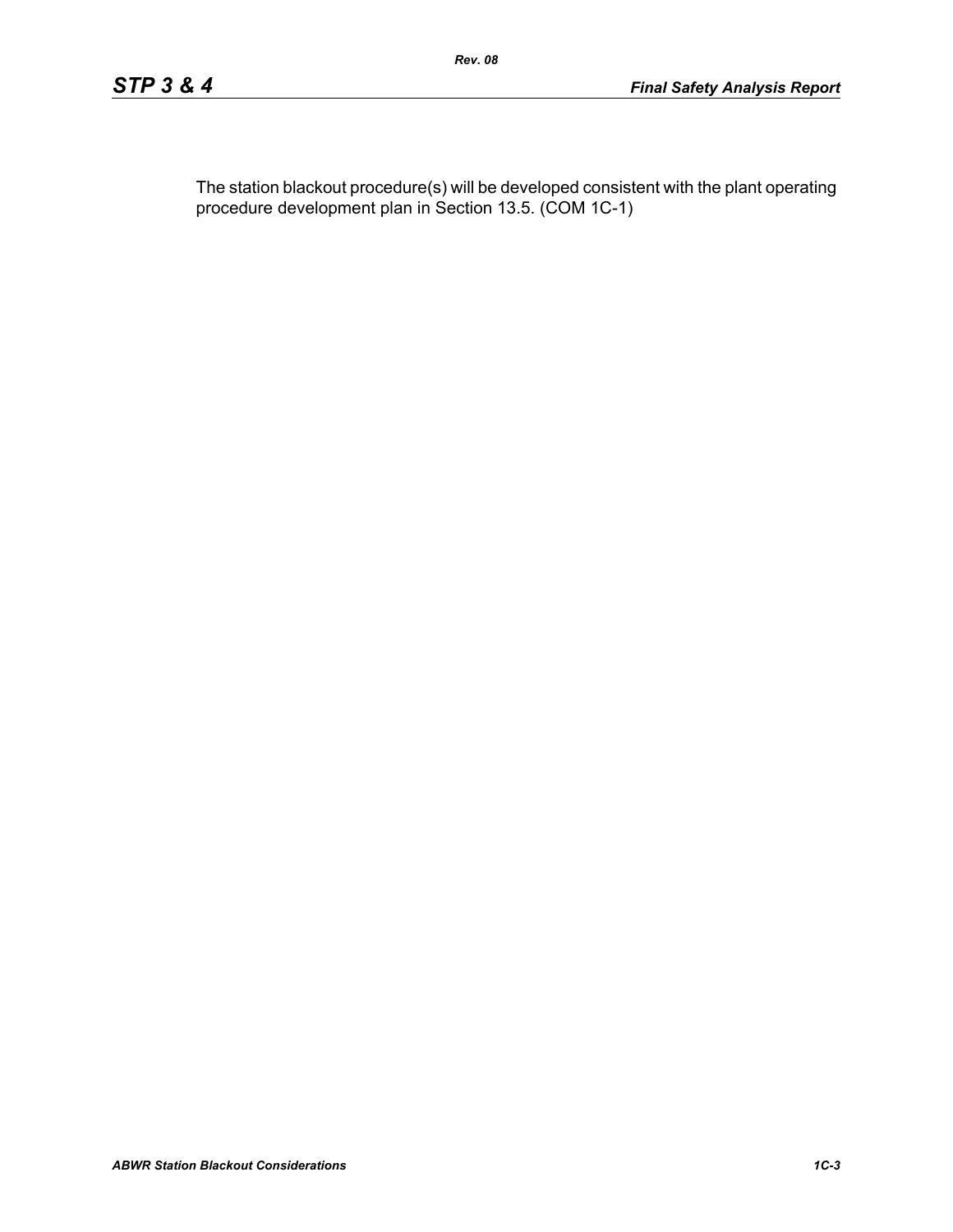The station blackout procedure(s) will be developed consistent with the plant operating procedure development plan in Section 13.5. (COM 1C-1)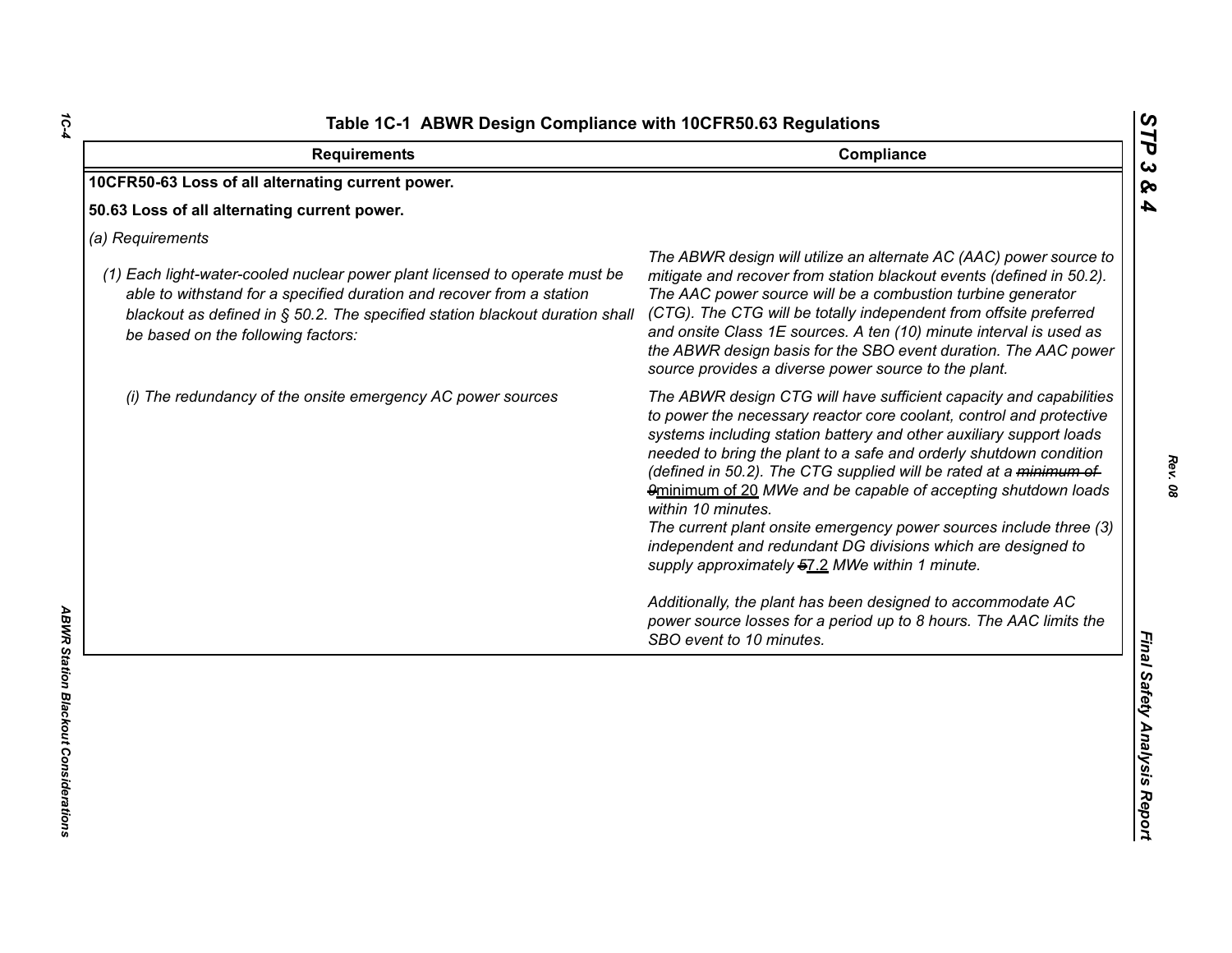# Table 1C-1 ABWR Design Compliance with 10CFR50.63 Regulations

| Requirements | Compliance |
|---|---|
| **10CFR50-63 Loss of all alternating current power.** | |
| **50.63 Loss of all alternating current power.** | |
| *(a) Requirements* | |
| *(1) Each light-water-cooled nuclear power plant licensed to operate must be able to withstand for a specified duration and recover from a station blackout as defined in § 50.2. The specified station blackout duration shall be based on the following factors:* | *The ABWR design will utilize an alternate AC (AAC) power source to mitigate and recover from station blackout events (defined in 50.2). The AAC power source will be a combustion turbine generator (CTG). The CTG will be totally independent from offsite preferred and onsite Class 1E sources. A ten (10) minute interval is used as the ABWR design basis for the SBO event duration. The AAC power source provides a diverse power source to the plant.* |
| *(i) The redundancy of the onsite emergency AC power sources* | *The ABWR design CTG will have sufficient capacity and capabilities to power the necessary reactor core coolant, control and protective systems including station battery and other auxiliary support loads needed to bring the plant to a safe and orderly shutdown condition (defined in 50.2). The CTG supplied will be rated at a ~~minimum of 9~~minimum of 20 MWe and be capable of accepting shutdown loads within 10 minutes.* <br> *The current plant onsite emergency power sources include three (3) independent and redundant DG divisions which are designed to supply approximately ~~5~~7.2 MWe within 1 minute.* <br><br> *Additionally, the plant has been designed to accommodate AC power source losses for a period up to 8 hours. The AAC limits the SBO event to 10 minutes.* |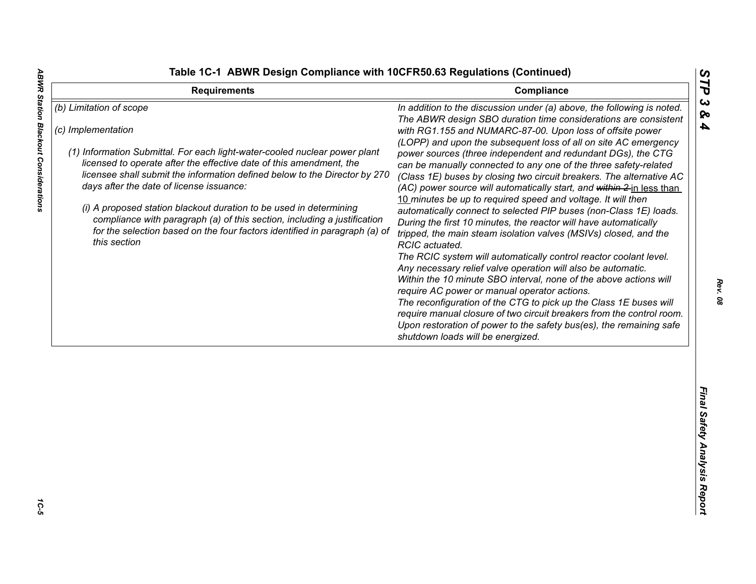**Table 1C-1 ABWR Design Compliance with 10CFR50.63 Regulations (Continued)**

| Requirements | Compliance |
|---|---|
| *(b) Limitation of scope*<br><br>*(c) Implementation*<br><br>*(1) Information Submittal. For each light-water-cooled nuclear power plant licensed to operate after the effective date of this amendment, the licensee shall submit the information defined below to the Director by 270 days after the date of license issuance:*<br><br>*(i) A proposed station blackout duration to be used in determining compliance with paragraph (a) of this section, including a justification for the selection based on the four factors identified in paragraph (a) of this section* | *In addition to the discussion under (a) above, the following is noted. The ABWR design SBO duration time considerations are consistent with RG1.155 and NUMARC-87-00. Upon loss of offsite power (LOPP) and upon the subsequent loss of all on site AC emergency power sources (three independent and redundant DGs), the CTG can be manually connected to any one of the three safety-related (Class 1E) buses by closing two circuit breakers. The alternative AC (AC) power source will automatically start, and ~~within 2~~ in less than 10 minutes be up to required speed and voltage. It will then automatically connect to selected PIP buses (non-Class 1E) loads. During the first 10 minutes, the reactor will have automatically tripped, the main steam isolation valves (MSIVs) closed, and the RCIC actuated.*<br>*The RCIC system will automatically control reactor coolant level. Any necessary relief valve operation will also be automatic.*<br>*Within the 10 minute SBO interval, none of the above actions will require AC power or manual operator actions.*<br>*The reconfiguration of the CTG to pick up the Class 1E buses will require manual closure of two circuit breakers from the control room. Upon restoration of power to the safety bus(es), the remaining safe shutdown loads will be energized.* |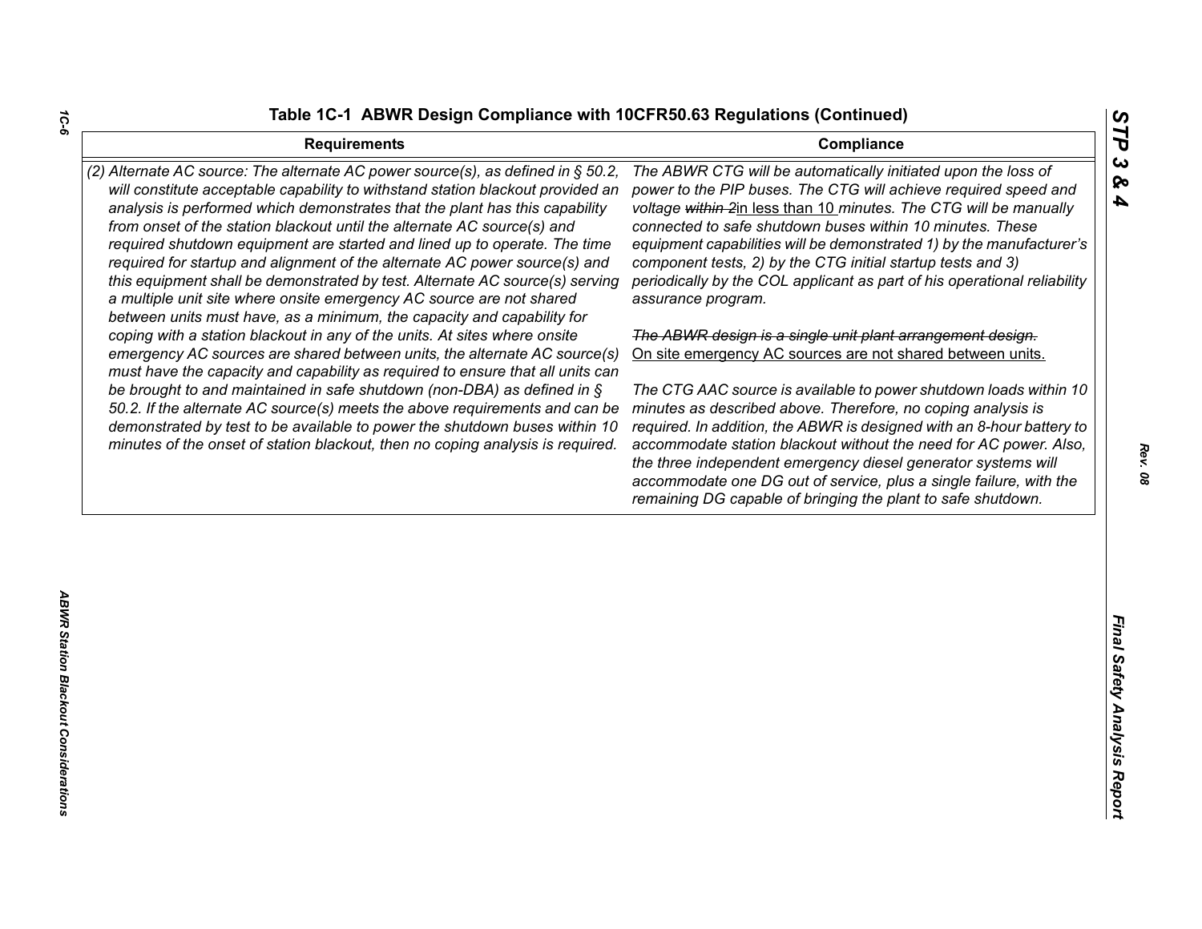**Table 1C-1 ABWR Design Compliance with 10CFR50.63 Regulations (Continued)**

| Requirements | Compliance |
|---|---|
| *(2) Alternate AC source: The alternate AC power source(s), as defined in § 50.2, will constitute acceptable capability to withstand station blackout provided an analysis is performed which demonstrates that the plant has this capability from onset of the station blackout until the alternate AC source(s) and required shutdown equipment are started and lined up to operate. The time required for startup and alignment of the alternate AC power source(s) and this equipment shall be demonstrated by test. Alternate AC source(s) serving a multiple unit site where onsite emergency AC source are not shared between units must have, as a minimum, the capacity and capability for coping with a station blackout in any of the units. At sites where onsite emergency AC sources are shared between units, the alternate AC source(s) must have the capacity and capability as required to ensure that all units can be brought to and maintained in safe shutdown (non-DBA) as defined in § 50.2. If the alternate AC source(s) meets the above requirements and can be demonstrated by test to be available to power the shutdown buses within 10 minutes of the onset of station blackout, then no coping analysis is required.* | *The ABWR CTG will be automatically initiated upon the loss of power to the PIP buses. The CTG will achieve required speed and voltage ~~within 2~~in less than 10 minutes. The CTG will be manually connected to safe shutdown buses within 10 minutes. These equipment capabilities will be demonstrated 1) by the manufacturer's component tests, 2) by the CTG initial startup tests and 3) periodically by the COL applicant as part of his operational reliability assurance program.*<br><br>*~~The ABWR design is a single unit plant arrangement design.~~* On site emergency AC sources are not shared between units.<br><br>*The CTG AAC source is available to power shutdown loads within 10 minutes as described above. Therefore, no coping analysis is required. In addition, the ABWR is designed with an 8-hour battery to accommodate station blackout without the need for AC power. Also, the three independent emergency diesel generator systems will accommodate one DG out of service, plus a single failure, with the remaining DG capable of bringing the plant to safe shutdown.* |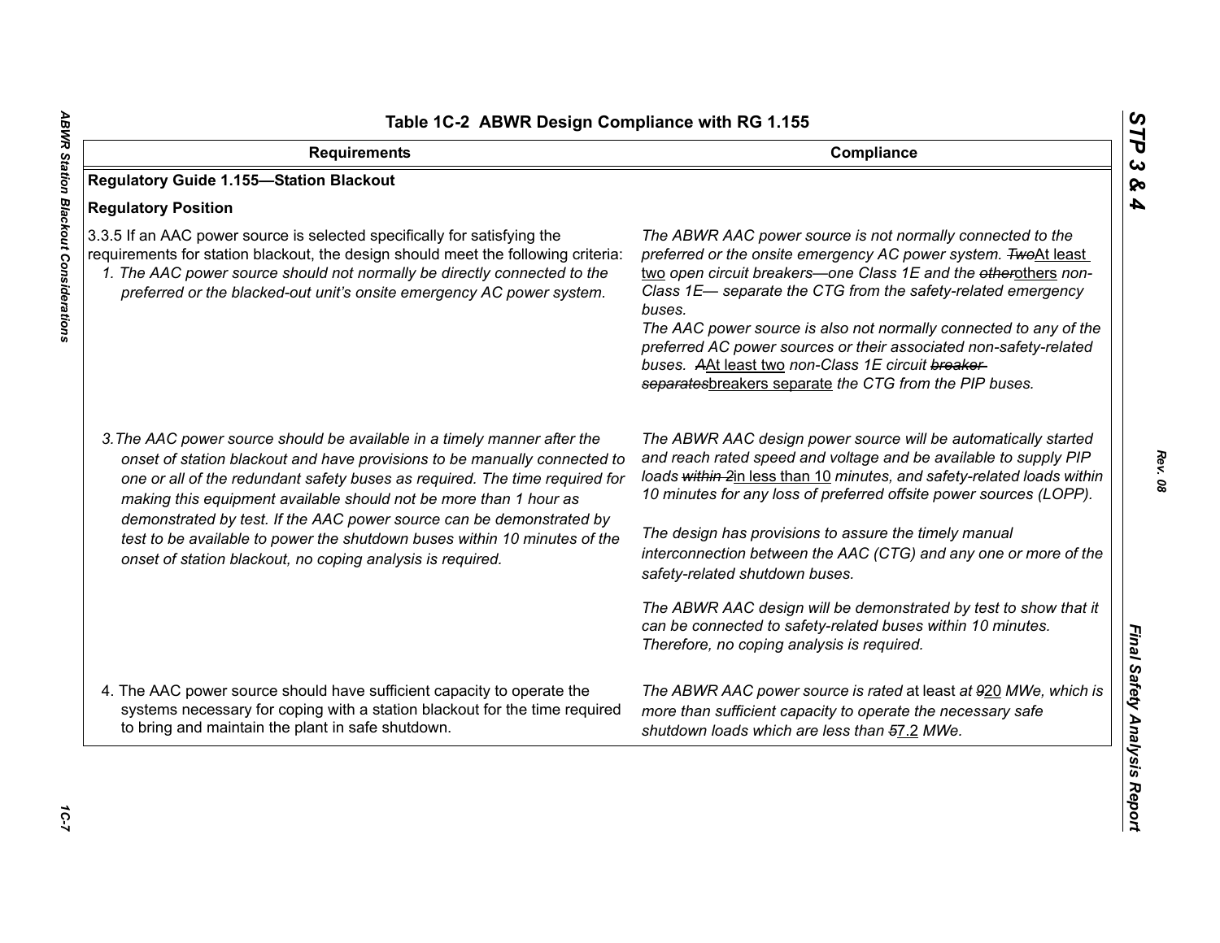## Table 1C-2 ABWR Design Compliance with RG 1.155

| Requirements | Compliance |
|---|---|
| **Regulatory Guide 1.155—Station Blackout** | |
| **Regulatory Position** | |
| 3.3.5 If an AAC power source is selected specifically for satisfying the requirements for station blackout, the design should meet the following criteria:<br>*1. The AAC power source should not normally be directly connected to the preferred or the blacked-out unit's onsite emergency AC power system.* | *The ABWR AAC power source is not normally connected to the preferred or the onsite emergency AC power system. ~~Two~~At least two open circuit breakers—one Class 1E and the ~~other~~others non-Class 1E— separate the CTG from the safety-related emergency buses.*<br>*The AAC power source is also not normally connected to any of the preferred AC power sources or their associated non-safety-related buses. ~~A~~At least two non-Class 1E circuit ~~breaker separates~~breakers separate the CTG from the PIP buses.* |
| *3. The AAC power source should be available in a timely manner after the onset of station blackout and have provisions to be manually connected to one or all of the redundant safety buses as required. The time required for making this equipment available should not be more than 1 hour as demonstrated by test. If the AAC power source can be demonstrated by test to be available to power the shutdown buses within 10 minutes of the onset of station blackout, no coping analysis is required.* | *The ABWR AAC design power source will be automatically started and reach rated speed and voltage and be available to supply PIP loads ~~within 2~~in less than 10 minutes, and safety-related loads within 10 minutes for any loss of preferred offsite power sources (LOPP).*<br>*The design has provisions to assure the timely manual interconnection between the AAC (CTG) and any one or more of the safety-related shutdown buses.*<br>*The ABWR AAC design will be demonstrated by test to show that it can be connected to safety-related buses within 10 minutes. Therefore, no coping analysis is required.* |
| 4. The AAC power source should have sufficient capacity to operate the systems necessary for coping with a station blackout for the time required to bring and maintain the plant in safe shutdown. | *The ABWR AAC power source is rated* at least *~~at 9~~20 MWe, which is more than sufficient capacity to operate the necessary safe shutdown loads which are less than ~~5~~7.2 MWe.* |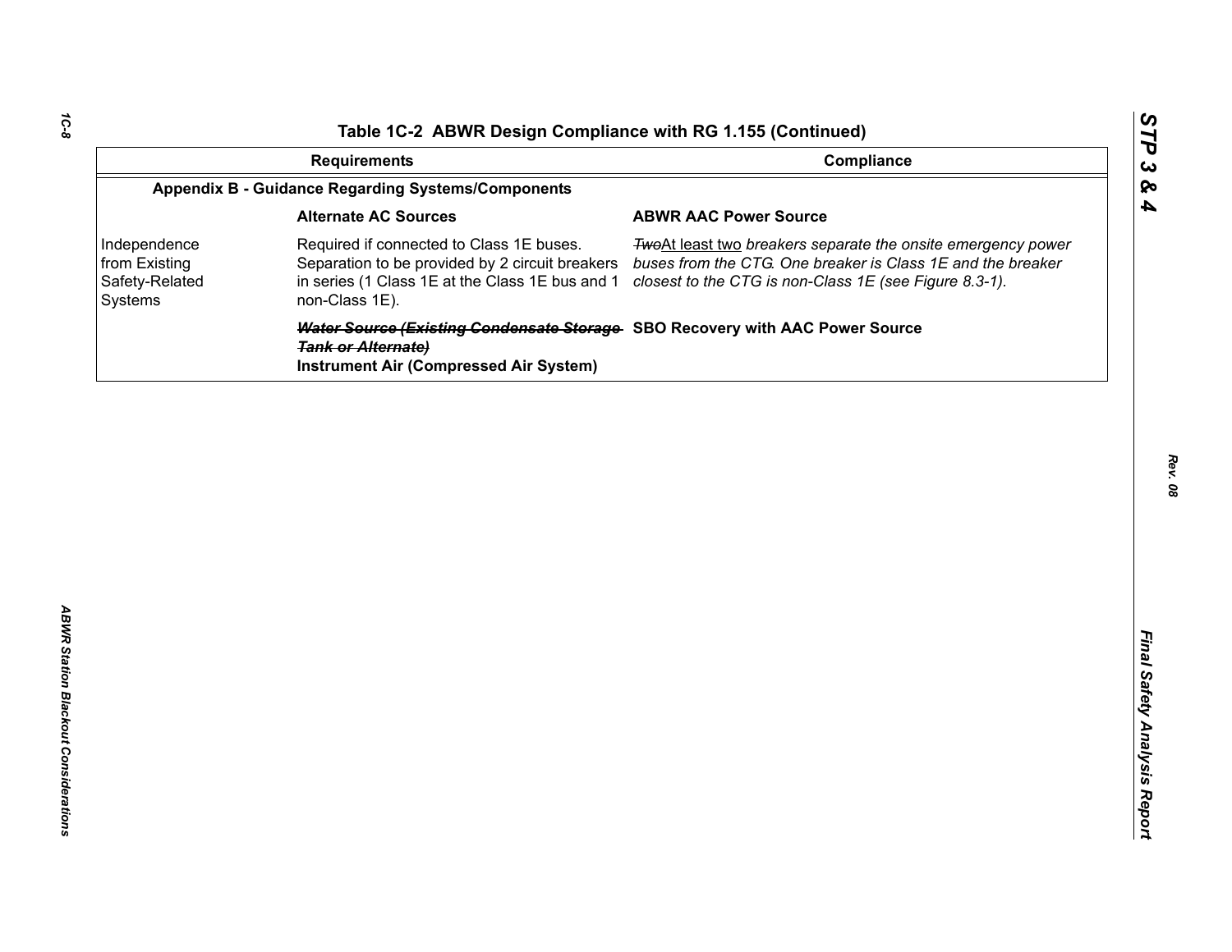Table 1C-2 ABWR Design Compliance with RG 1.155 (Continued)

| | Requirements | Compliance |
|---|---|---|
| **Appendix B - Guidance Regarding Systems/Components** | | |
| | **Alternate AC Sources** | **ABWR AAC Power Source** |
| Independence from Existing Safety-Related Systems | Required if connected to Class 1E buses. Separation to be provided by 2 circuit breakers in series (1 Class 1E at the Class 1E bus and 1 non-Class 1E). | ~~*Two*~~<u>At least two</u> *breakers separate the onsite emergency power buses from the CTG. One breaker is Class 1E and the breaker closest to the CTG is non-Class 1E (see Figure 8.3-1).* |
| | ~~***Water Source (Existing Condensate Storage Tank or Alternate)***~~ **Instrument Air (Compressed Air System)** | **SBO Recovery with AAC Power Source** |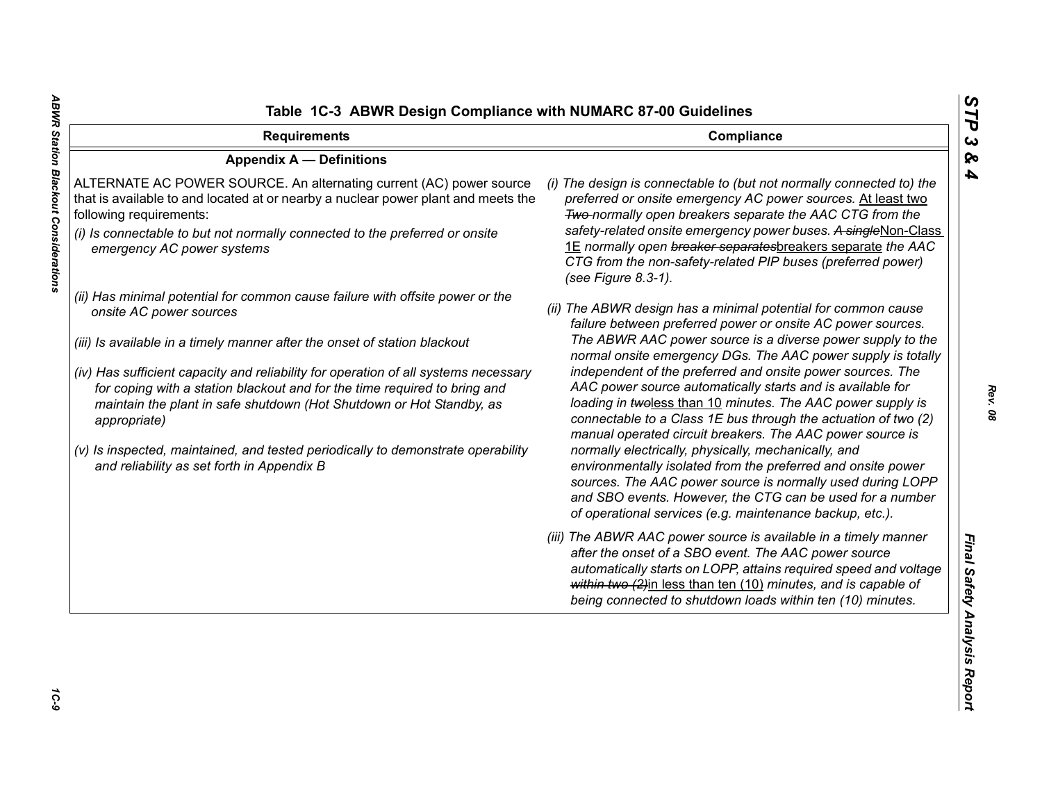## Table 1C-3 ABWR Design Compliance with NUMARC 87-00 Guidelines

| Requirements | Compliance |
|---|---|
| **Appendix A — Definitions** | |
| ALTERNATE AC POWER SOURCE. An alternating current (AC) power source that is available to and located at or nearby a nuclear power plant and meets the following requirements:<br>*(i) Is connectable to but not normally connected to the preferred or onsite emergency AC power systems*<br>*(ii) Has minimal potential for common cause failure with offsite power or the onsite AC power sources*<br>*(iii) Is available in a timely manner after the onset of station blackout*<br>*(iv) Has sufficient capacity and reliability for operation of all systems necessary for coping with a station blackout and for the time required to bring and maintain the plant in safe shutdown (Hot Shutdown or Hot Standby, as appropriate)*<br>*(v) Is inspected, maintained, and tested periodically to demonstrate operability and reliability as set forth in Appendix B* | *(i) The design is connectable to (but not normally connected to) the preferred or onsite emergency AC power sources.* At least two ~~Two~~ *normally open breakers separate the AAC CTG from the safety-related onsite emergency power buses.* ~~*A single*~~Non-Class 1E *normally open* ~~*breaker separates*~~breakers separate *the AAC CTG from the non-safety-related PIP buses (preferred power) (see Figure 8.3-1).*<br>*(ii) The ABWR design has a minimal potential for common cause failure between preferred power or onsite AC power sources. The ABWR AAC power source is a diverse power supply to the normal onsite emergency DGs. The AAC power supply is totally independent of the preferred and onsite power sources. The AAC power source automatically starts and is available for loading in* ~~*two*~~less than 10 *minutes. The AAC power supply is connectable to a Class 1E bus through the actuation of two (2) manual operated circuit breakers. The AAC power source is normally electrically, physically, mechanically, and environmentally isolated from the preferred and onsite power sources. The AAC power source is normally used during LOPP and SBO events. However, the CTG can be used for a number of operational services (e.g. maintenance backup, etc.).*<br>*(iii) The ABWR AAC power source is available in a timely manner after the onset of a SBO event. The AAC power source automatically starts on LOPP, attains required speed and voltage* ~~*within two (2)*~~in less than ten (10) *minutes, and is capable of being connected to shutdown loads within ten (10) minutes.* |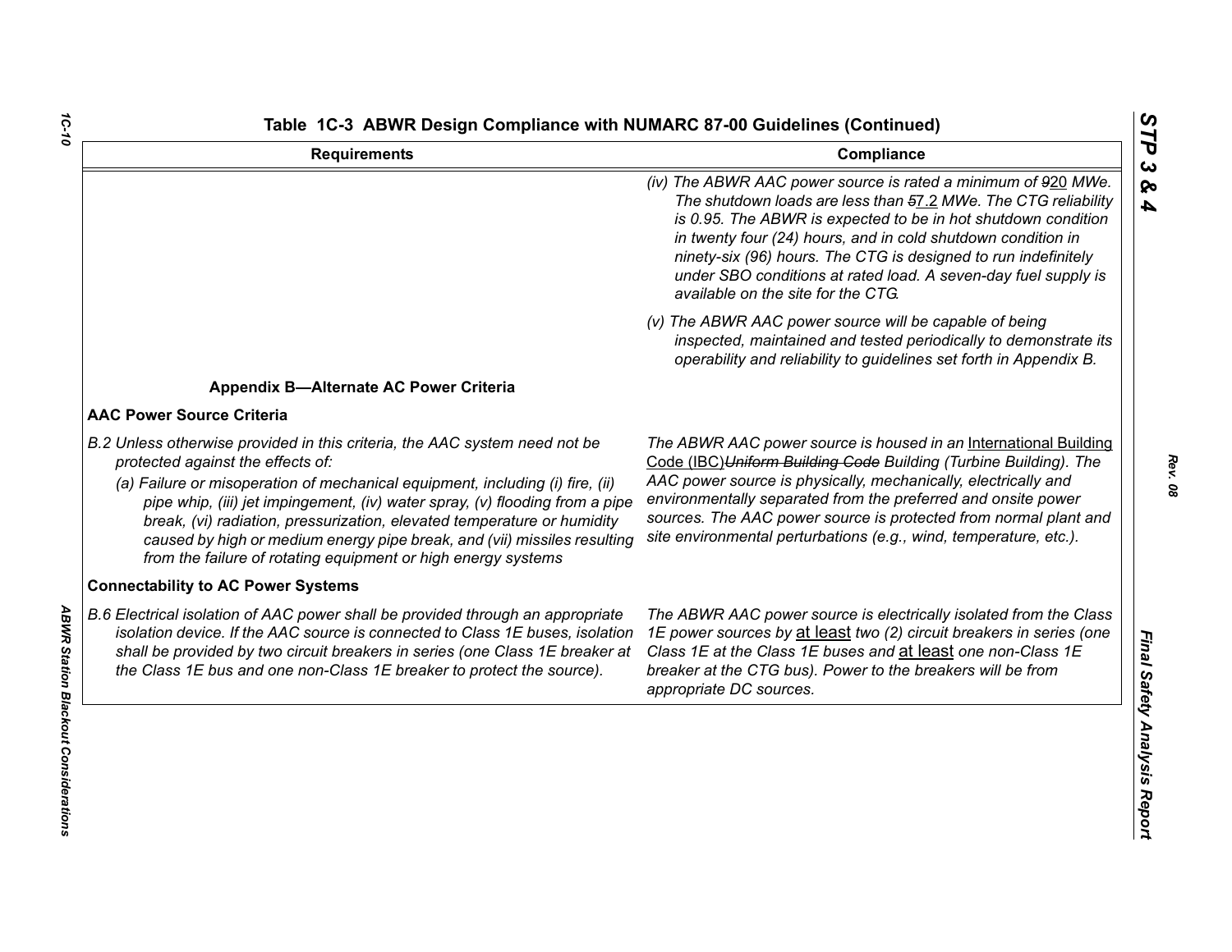Table 1C-3 ABWR Design Compliance with NUMARC 87-00 Guidelines (Continued)

| Requirements | Compliance |
|---|---|
| | *(iv) The ABWR AAC power source is rated a minimum of ~~9~~20 MWe. The shutdown loads are less than ~~5~~7.2 MWe. The CTG reliability is 0.95. The ABWR is expected to be in hot shutdown condition in twenty four (24) hours, and in cold shutdown condition in ninety-six (96) hours. The CTG is designed to run indefinitely under SBO conditions at rated load. A seven-day fuel supply is available on the site for the CTG.* |
| | *(v) The ABWR AAC power source will be capable of being inspected, maintained and tested periodically to demonstrate its operability and reliability to guidelines set forth in Appendix B.* |
| **Appendix B—Alternate AC Power Criteria** | |
| **AAC Power Source Criteria** | |
| *B.2 Unless otherwise provided in this criteria, the AAC system need not be protected against the effects of:* *(a) Failure or misoperation of mechanical equipment, including (i) fire, (ii) pipe whip, (iii) jet impingement, (iv) water spray, (v) flooding from a pipe break, (vi) radiation, pressurization, elevated temperature or humidity caused by high or medium energy pipe break, and (vii) missiles resulting from the failure of rotating equipment or high energy systems* | *The ABWR AAC power source is housed in an International Building Code (IBC)~~Uniform Building Code~~ Building (Turbine Building). The AAC power source is physically, mechanically, electrically and environmentally separated from the preferred and onsite power sources. The AAC power source is protected from normal plant and site environmental perturbations (e.g., wind, temperature, etc.).* |
| **Connectability to AC Power Systems** | |
| *B.6 Electrical isolation of AAC power shall be provided through an appropriate isolation device. If the AAC source is connected to Class 1E buses, isolation shall be provided by two circuit breakers in series (one Class 1E breaker at the Class 1E bus and one non-Class 1E breaker to protect the source).* | *The ABWR AAC power source is electrically isolated from the Class 1E power sources by at least two (2) circuit breakers in series (one Class 1E at the Class 1E buses and at least one non-Class 1E breaker at the CTG bus). Power to the breakers will be from appropriate DC sources.* |